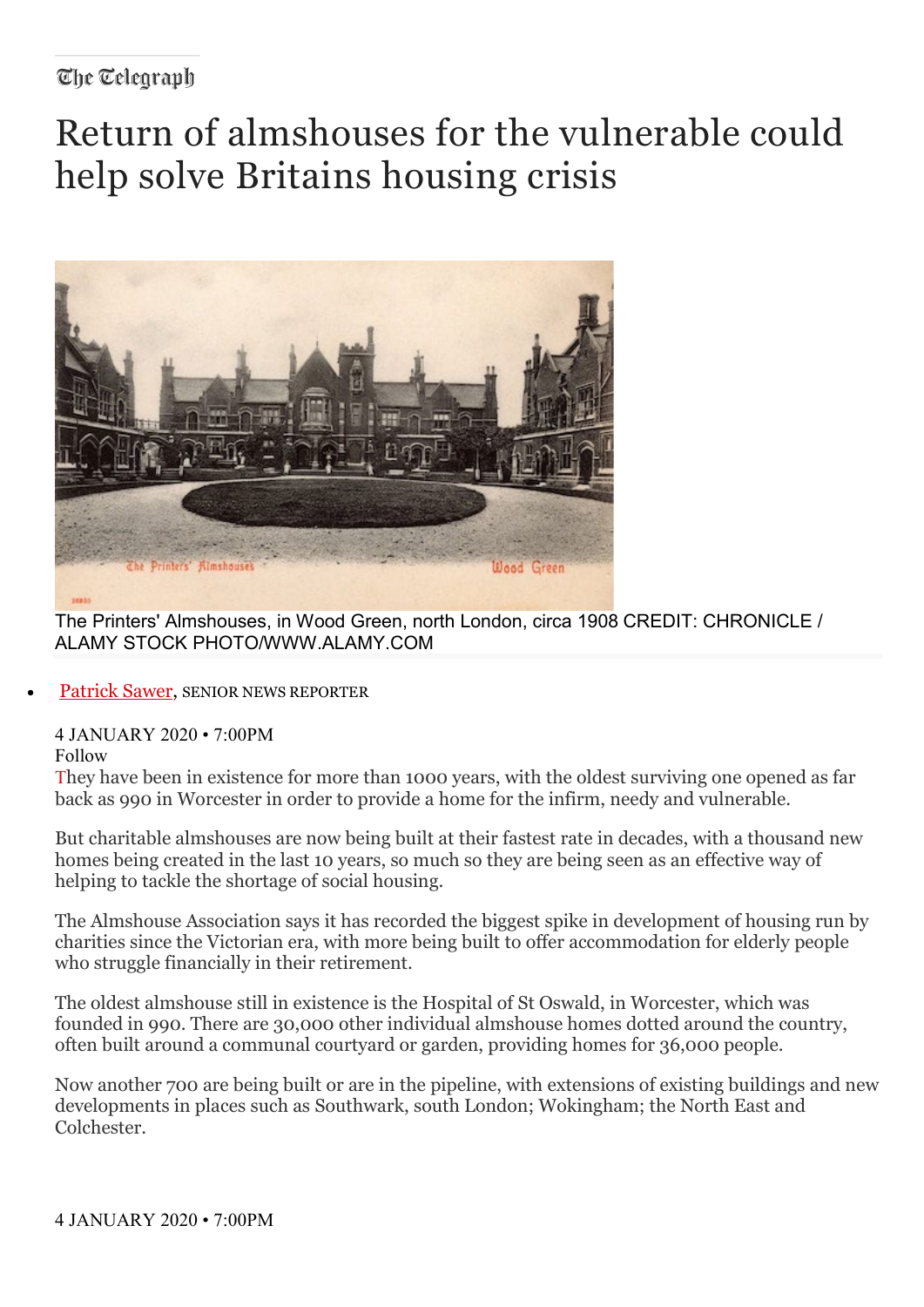The Telegraph

# Return of almshouses for the vulnerable could help solve Britains housing crisis

The Printers' Almshouses, in Wood Green, north London, circa 1908 CREDIT: CHRONICLE / ALAMY STOCK PHOTO/WWW.ALAMY.COM

- Patrick Sawer, SENIOR NEWS REPORTER

4 JANUARY 2020 • 7:00PM
Follow

They have been in existence for more than 1000 years, with the oldest surviving one opened as far back as 990 in Worcester in order to provide a home for the infirm, needy and vulnerable.

But charitable almshouses are now being built at their fastest rate in decades, with a thousand new homes being created in the last 10 years, so much so they are being seen as an effective way of helping to tackle the shortage of social housing.

The Almshouse Association says it has recorded the biggest spike in development of housing run by charities since the Victorian era, with more being built to offer accommodation for elderly people who struggle financially in their retirement.

The oldest almshouse still in existence is the Hospital of St Oswald, in Worcester, which was founded in 990. There are 30,000 other individual almshouse homes dotted around the country, often built around a communal courtyard or garden, providing homes for 36,000 people.

Now another 700 are being built or are in the pipeline, with extensions of existing buildings and new developments in places such as Southwark, south London; Wokingham; the North East and Colchester.

4 JANUARY 2020 • 7:00PM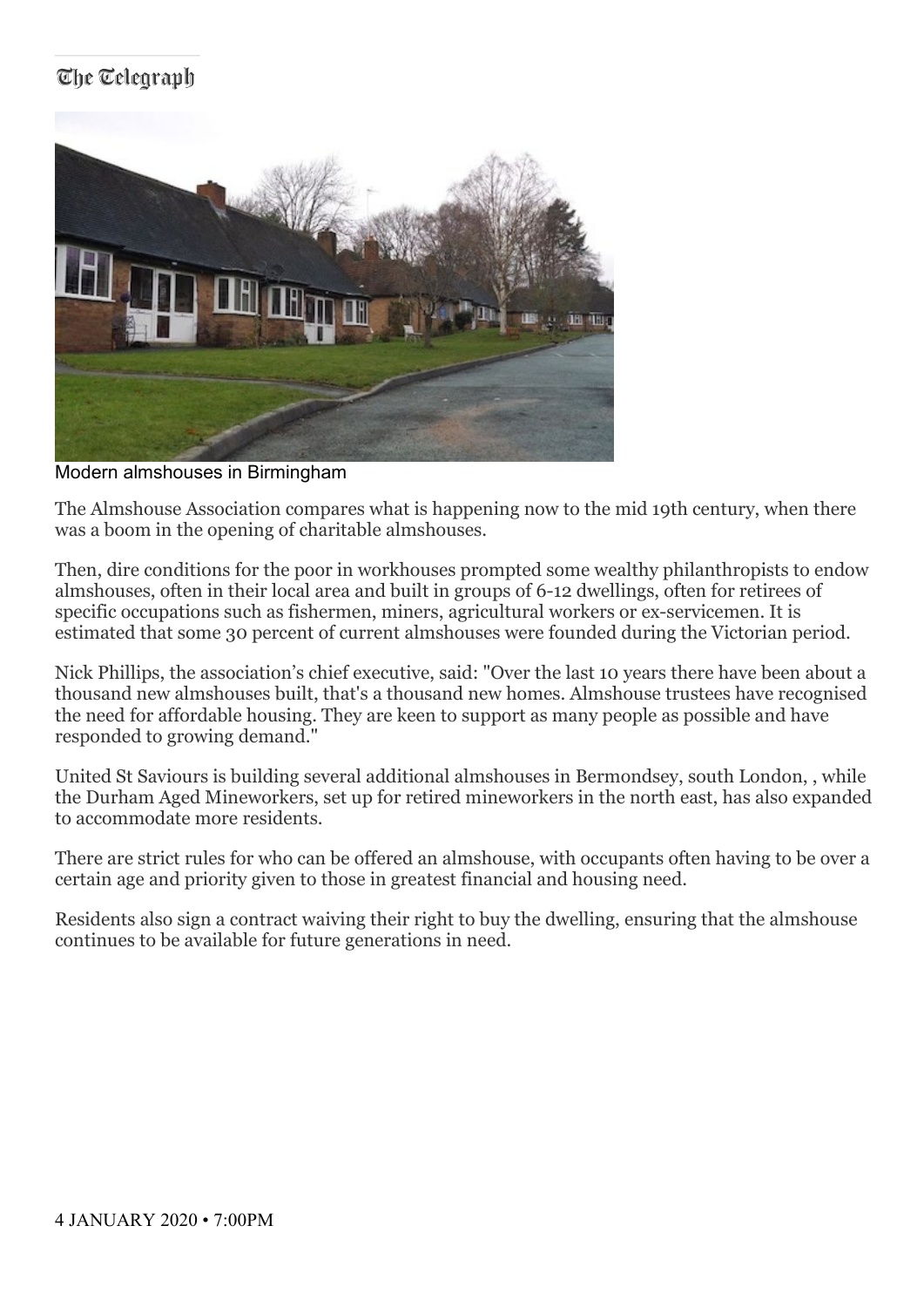Modern almshouses in Birmingham

The Almshouse Association compares what is happening now to the mid 19th century, when there was a boom in the opening of charitable almshouses.

Then, dire conditions for the poor in workhouses prompted some wealthy philanthropists to endow almshouses, often in their local area and built in groups of 6-12 dwellings, often for retirees of specific occupations such as fishermen, miners, agricultural workers or ex-servicemen. It is estimated that some 30 percent of current almshouses were founded during the Victorian period.

Nick Phillips, the association's chief executive, said: "Over the last 10 years there have been about a thousand new almshouses built, that's a thousand new homes. Almshouse trustees have recognised the need for affordable housing. They are keen to support as many people as possible and have responded to growing demand."

United St Saviours is building several additional almshouses in Bermondsey, south London, , while the Durham Aged Mineworkers, set up for retired mineworkers in the north east, has also expanded to accommodate more residents.

There are strict rules for who can be offered an almshouse, with occupants often having to be over a certain age and priority given to those in greatest financial and housing need.

Residents also sign a contract waiving their right to buy the dwelling, ensuring that the almshouse continues to be available for future generations in need.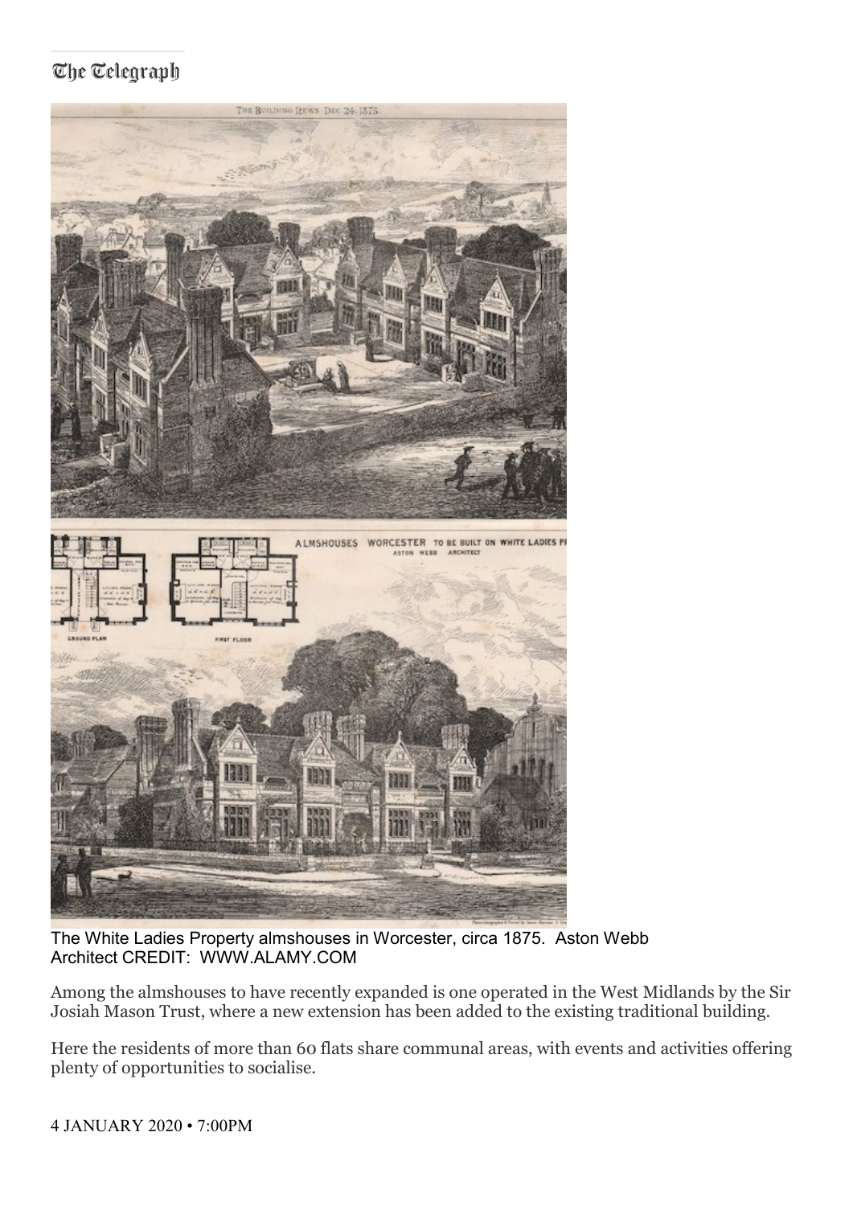The White Ladies Property almshouses in Worcester, circa 1875. Aston Webb Architect CREDIT: WWW.ALAMY.COM

Among the almshouses to have recently expanded is one operated in the West Midlands by the Sir Josiah Mason Trust, where a new extension has been added to the existing traditional building.

Here the residents of more than 60 flats share communal areas, with events and activities offering plenty of opportunities to socialise.

4 JANUARY 2020 • 7:00PM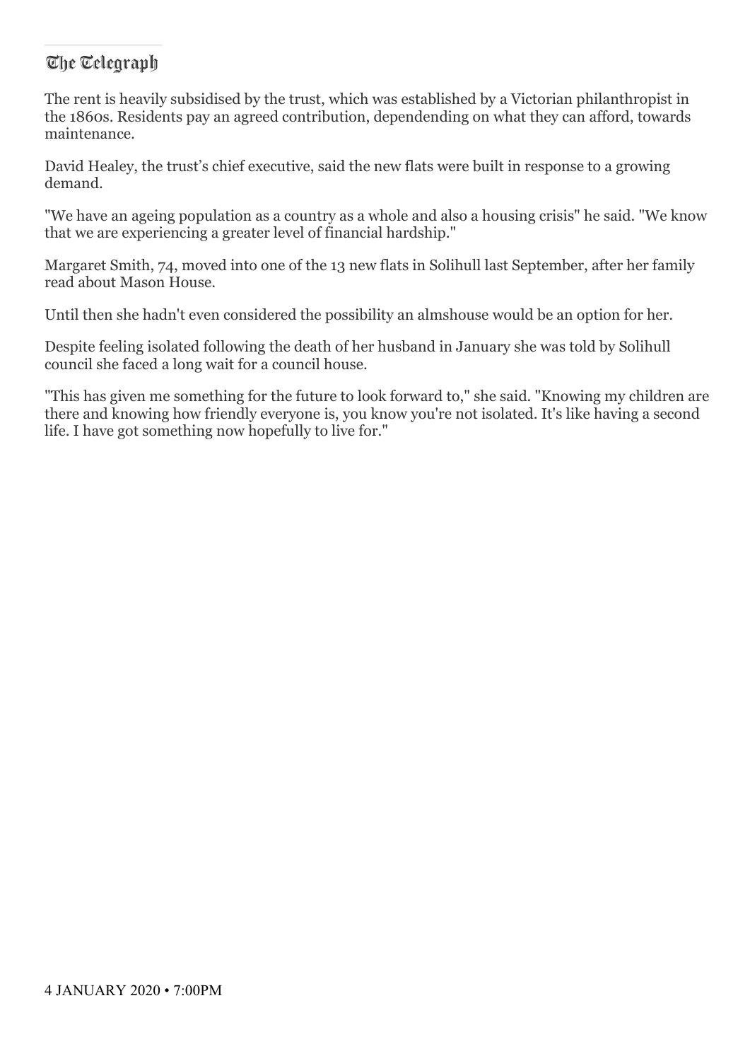The rent is heavily subsidised by the trust, which was established by a Victorian philanthropist in the 1860s. Residents pay an agreed contribution, dependending on what they can afford, towards maintenance.

David Healey, the trust's chief executive, said the new flats were built in response to a growing demand.

"We have an ageing population as a country as a whole and also a housing crisis" he said. "We know that we are experiencing a greater level of financial hardship."

Margaret Smith, 74, moved into one of the 13 new flats in Solihull last September, after her family read about Mason House.

Until then she hadn't even considered the possibility an almshouse would be an option for her.

Despite feeling isolated following the death of her husband in January she was told by Solihull council she faced a long wait for a council house.

"This has given me something for the future to look forward to," she said. "Knowing my children are there and knowing how friendly everyone is, you know you're not isolated. It's like having a second life. I have got something now hopefully to live for."

4 JANUARY 2020 • 7:00PM